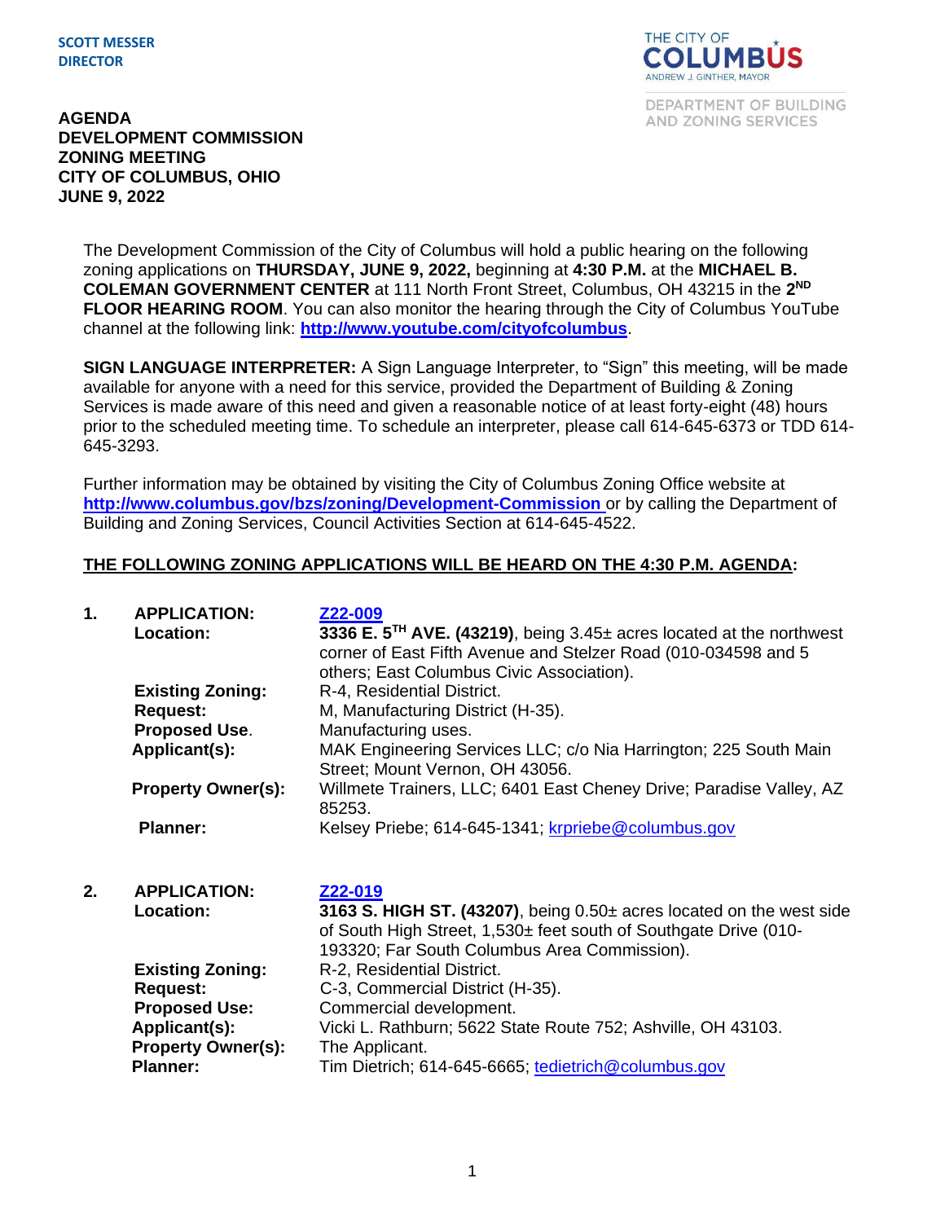**SCOTT MESSER**
**DIRECTOR**

THE CITY OF COLUMBUS
ANDREW J. GINTHER, MAYOR

DEPARTMENT OF BUILDING AND ZONING SERVICES

# AGENDA
# DEVELOPMENT COMMISSION
# ZONING MEETING
# CITY OF COLUMBUS, OHIO
# JUNE 9, 2022

The Development Commission of the City of Columbus will hold a public hearing on the following zoning applications on **THURSDAY, JUNE 9, 2022,** beginning at **4:30 P.M.** at the **MICHAEL B. COLEMAN GOVERNMENT CENTER** at 111 North Front Street, Columbus, OH 43215 in the **2ND FLOOR HEARING ROOM**. You can also monitor the hearing through the City of Columbus YouTube channel at the following link: **http://www.youtube.com/cityofcolumbus**.

**SIGN LANGUAGE INTERPRETER:** A Sign Language Interpreter, to "Sign" this meeting, will be made available for anyone with a need for this service, provided the Department of Building & Zoning Services is made aware of this need and given a reasonable notice of at least forty-eight (48) hours prior to the scheduled meeting time. To schedule an interpreter, please call 614-645-6373 or TDD 614-645-3293.

Further information may be obtained by visiting the City of Columbus Zoning Office website at **http://www.columbus.gov/bzs/zoning/Development-Commission** or by calling the Department of Building and Zoning Services, Council Activities Section at 614-645-4522.

**THE FOLLOWING ZONING APPLICATIONS WILL BE HEARD ON THE 4:30 P.M. AGENDA:**

**1. APPLICATION:** Z22-009
**Location:** **3336 E. 5TH AVE. (43219)**, being 3.45± acres located at the northwest corner of East Fifth Avenue and Stelzer Road (010-034598 and 5 others; East Columbus Civic Association).
**Existing Zoning:** R-4, Residential District.
**Request:** M, Manufacturing District (H-35).
**Proposed Use.** Manufacturing uses.
**Applicant(s):** MAK Engineering Services LLC; c/o Nia Harrington; 225 South Main Street; Mount Vernon, OH 43056.
**Property Owner(s):** Willmete Trainers, LLC; 6401 East Cheney Drive; Paradise Valley, AZ 85253.
**Planner:** Kelsey Priebe; 614-645-1341; krpriebe@columbus.gov

**2. APPLICATION:** Z22-019
**Location:** **3163 S. HIGH ST. (43207)**, being 0.50± acres located on the west side of South High Street, 1,530± feet south of Southgate Drive (010-193320; Far South Columbus Area Commission).
**Existing Zoning:** R-2, Residential District.
**Request:** C-3, Commercial District (H-35).
**Proposed Use:** Commercial development.
**Applicant(s):** Vicki L. Rathburn; 5622 State Route 752; Ashville, OH 43103.
**Property Owner(s):** The Applicant.
**Planner:** Tim Dietrich; 614-645-6665; tedietrich@columbus.gov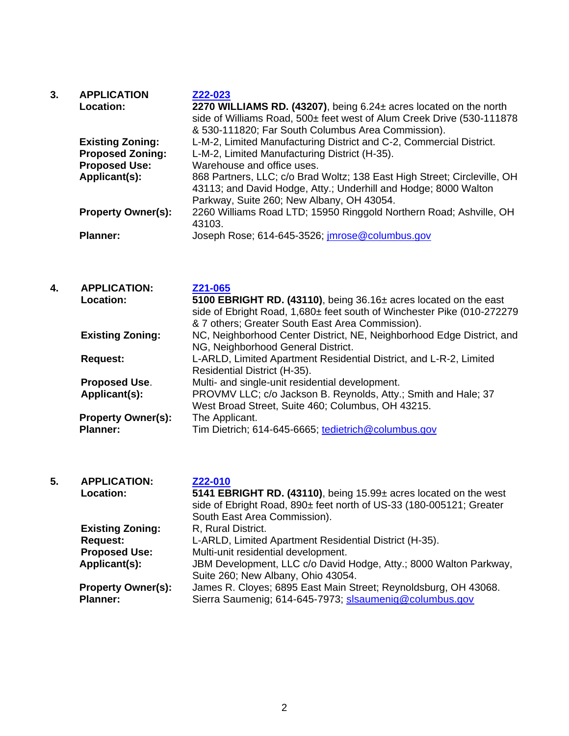**3. APPLICATION** [**Z22-023**](#)

**Location:** **2270 WILLIAMS RD. (43207)**, being 6.24± acres located on the north side of Williams Road, 500± feet west of Alum Creek Drive (530-111878 & 530-111820; Far South Columbus Area Commission).

**Existing Zoning:** L-M-2, Limited Manufacturing District and C-2, Commercial District.

**Proposed Zoning:** L-M-2, Limited Manufacturing District (H-35).

**Proposed Use:** Warehouse and office uses.

**Applicant(s):** 868 Partners, LLC; c/o Brad Woltz; 138 East High Street; Circleville, OH 43113; and David Hodge, Atty.; Underhill and Hodge; 8000 Walton Parkway, Suite 260; New Albany, OH 43054.

**Property Owner(s):** 2260 Williams Road LTD; 15950 Ringgold Northern Road; Ashville, OH 43103.

**Planner:** Joseph Rose; 614-645-3526; jmrose@columbus.gov

**4. APPLICATION:** [**Z21-065**](#)

**Location:** **5100 EBRIGHT RD. (43110)**, being 36.16± acres located on the east side of Ebright Road, 1,680± feet south of Winchester Pike (010-272279 & 7 others; Greater South East Area Commission).

**Existing Zoning:** NC, Neighborhood Center District, NE, Neighborhood Edge District, and NG, Neighborhood General District.

**Request:** L-ARLD, Limited Apartment Residential District, and L-R-2, Limited Residential District (H-35).

**Proposed Use.** Multi- and single-unit residential development.

**Applicant(s):** PROVMV LLC; c/o Jackson B. Reynolds, Atty.; Smith and Hale; 37 West Broad Street, Suite 460; Columbus, OH 43215.

**Property Owner(s):** The Applicant.

**Planner:** Tim Dietrich; 614-645-6665; tedietrich@columbus.gov

**5. APPLICATION:** [**Z22-010**](#)

**Location:** **5141 EBRIGHT RD. (43110)**, being 15.99± acres located on the west side of Ebright Road, 890± feet north of US-33 (180-005121; Greater South East Area Commission).

**Existing Zoning:** R, Rural District.

**Request:** L-ARLD, Limited Apartment Residential District (H-35).

**Proposed Use:** Multi-unit residential development.

**Applicant(s):** JBM Development, LLC c/o David Hodge, Atty.; 8000 Walton Parkway, Suite 260; New Albany, Ohio 43054.

**Property Owner(s):** James R. Cloyes; 6895 East Main Street; Reynoldsburg, OH 43068.

**Planner:** Sierra Saumenig; 614-645-7973; slsaumenig@columbus.gov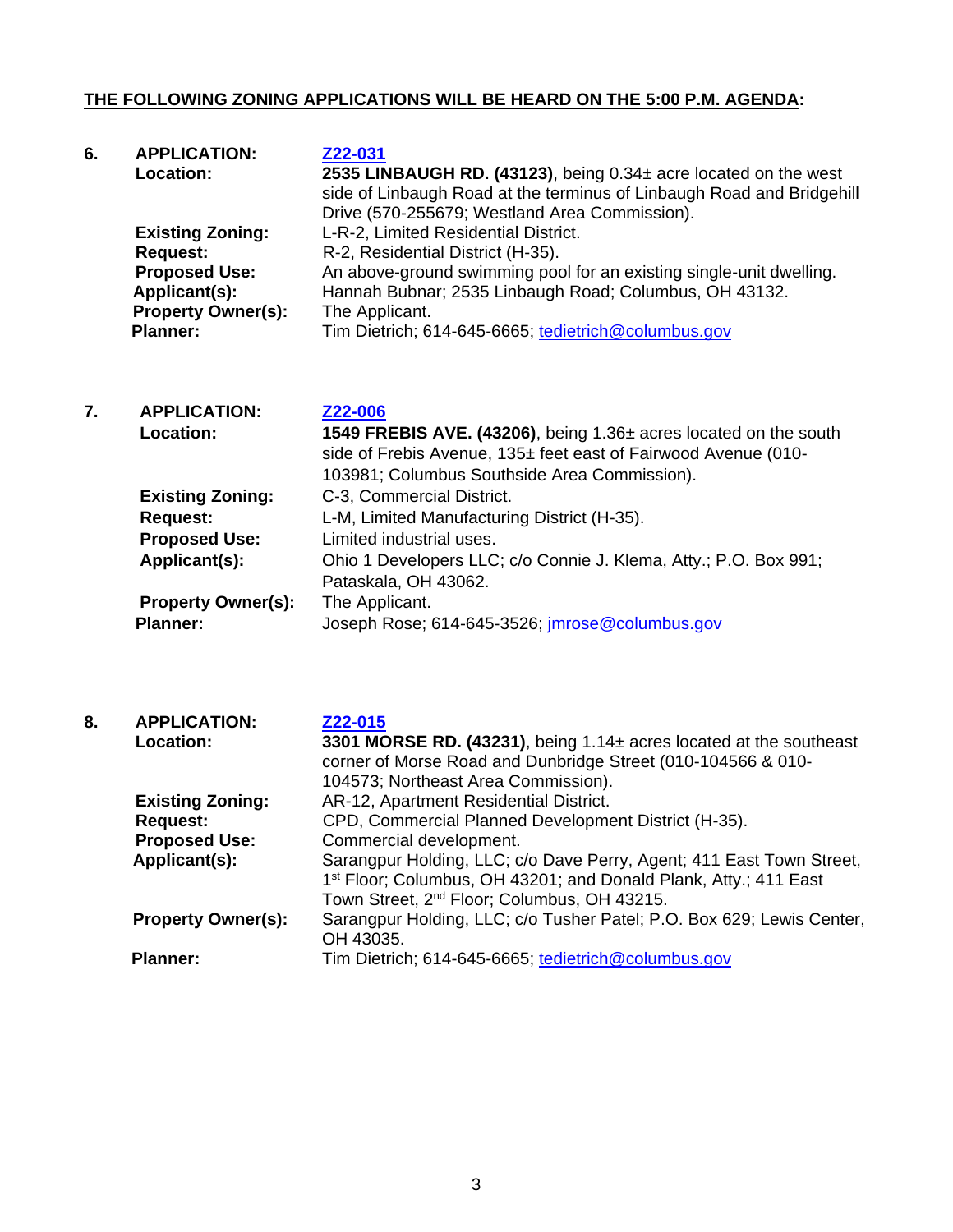**THE FOLLOWING ZONING APPLICATIONS WILL BE HEARD ON THE 5:00 P.M. AGENDA:**

**6. APPLICATION:** **Z22-031**
**Location:** **2535 LINBAUGH RD. (43123)**, being 0.34± acre located on the west side of Linbaugh Road at the terminus of Linbaugh Road and Bridgehill Drive (570-255679; Westland Area Commission).
**Existing Zoning:** L-R-2, Limited Residential District.
**Request:** R-2, Residential District (H-35).
**Proposed Use:** An above-ground swimming pool for an existing single-unit dwelling.
**Applicant(s):** Hannah Bubnar; 2535 Linbaugh Road; Columbus, OH 43132.
**Property Owner(s):** The Applicant.
**Planner:** Tim Dietrich; 614-645-6665; tedietrich@columbus.gov

**7. APPLICATION:** **Z22-006**
**Location:** **1549 FREBIS AVE. (43206)**, being 1.36± acres located on the south side of Frebis Avenue, 135± feet east of Fairwood Avenue (010-103981; Columbus Southside Area Commission).
**Existing Zoning:** C-3, Commercial District.
**Request:** L-M, Limited Manufacturing District (H-35).
**Proposed Use:** Limited industrial uses.
**Applicant(s):** Ohio 1 Developers LLC; c/o Connie J. Klema, Atty.; P.O. Box 991; Pataskala, OH 43062.
**Property Owner(s):** The Applicant.
**Planner:** Joseph Rose; 614-645-3526; jmrose@columbus.gov

**8. APPLICATION:** **Z22-015**
**Location:** **3301 MORSE RD. (43231)**, being 1.14± acres located at the southeast corner of Morse Road and Dunbridge Street (010-104566 & 010-104573; Northeast Area Commission).
**Existing Zoning:** AR-12, Apartment Residential District.
**Request:** CPD, Commercial Planned Development District (H-35).
**Proposed Use:** Commercial development.
**Applicant(s):** Sarangpur Holding, LLC; c/o Dave Perry, Agent; 411 East Town Street, 1st Floor; Columbus, OH 43201; and Donald Plank, Atty.; 411 East Town Street, 2nd Floor; Columbus, OH 43215.
**Property Owner(s):** Sarangpur Holding, LLC; c/o Tusher Patel; P.O. Box 629; Lewis Center, OH 43035.
**Planner:** Tim Dietrich; 614-645-6665; tedietrich@columbus.gov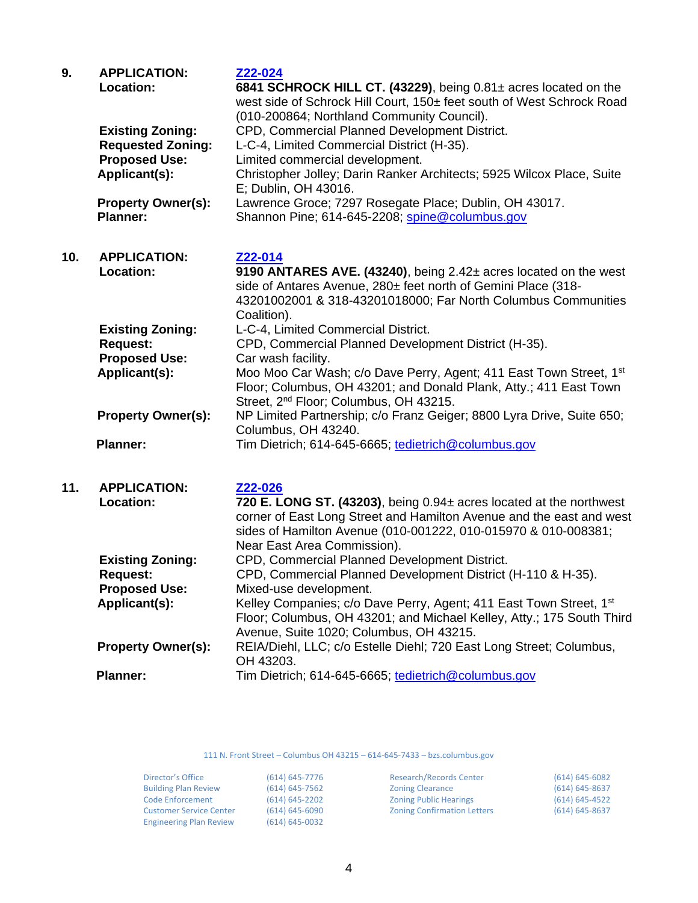**9. APPLICATION:** [Z22-024]
**Location:** **6841 SCHROCK HILL CT. (43229)**, being 0.81± acres located on the west side of Schrock Hill Court, 150± feet south of West Schrock Road (010-200864; Northland Community Council).
**Existing Zoning:** CPD, Commercial Planned Development District.
**Requested Zoning:** L-C-4, Limited Commercial District (H-35).
**Proposed Use:** Limited commercial development.
**Applicant(s):** Christopher Jolley; Darin Ranker Architects; 5925 Wilcox Place, Suite E; Dublin, OH 43016.
**Property Owner(s):** Lawrence Groce; 7297 Rosegate Place; Dublin, OH 43017.
**Planner:** Shannon Pine; 614-645-2208; spine@columbus.gov

**10. APPLICATION:** [Z22-014]
**Location:** **9190 ANTARES AVE. (43240)**, being 2.42± acres located on the west side of Antares Avenue, 280± feet north of Gemini Place (318-43201002001 & 318-43201018000; Far North Columbus Communities Coalition).
**Existing Zoning:** L-C-4, Limited Commercial District.
**Request:** CPD, Commercial Planned Development District (H-35).
**Proposed Use:** Car wash facility.
**Applicant(s):** Moo Moo Car Wash; c/o Dave Perry, Agent; 411 East Town Street, 1st Floor; Columbus, OH 43201; and Donald Plank, Atty.; 411 East Town Street, 2nd Floor; Columbus, OH 43215.
**Property Owner(s):** NP Limited Partnership; c/o Franz Geiger; 8800 Lyra Drive, Suite 650; Columbus, OH 43240.
**Planner:** Tim Dietrich; 614-645-6665; tedietrich@columbus.gov

**11. APPLICATION:** [Z22-026]
**Location:** **720 E. LONG ST. (43203)**, being 0.94± acres located at the northwest corner of East Long Street and Hamilton Avenue and the east and west sides of Hamilton Avenue (010-001222, 010-015970 & 010-008381; Near East Area Commission).
**Existing Zoning:** CPD, Commercial Planned Development District.
**Request:** CPD, Commercial Planned Development District (H-110 & H-35).
**Proposed Use:** Mixed-use development.
**Applicant(s):** Kelley Companies; c/o Dave Perry, Agent; 411 East Town Street, 1st Floor; Columbus, OH 43201; and Michael Kelley, Atty.; 175 South Third Avenue, Suite 1020; Columbus, OH 43215.
**Property Owner(s):** REIA/Diehl, LLC; c/o Estelle Diehl; 720 East Long Street; Columbus, OH 43203.
**Planner:** Tim Dietrich; 614-645-6665; tedietrich@columbus.gov

111 N. Front Street – Columbus OH 43215 – 614-645-7433 – bzs.columbus.gov

| | | | |
|---|---|---|---|
| Director's Office | (614) 645-7776 | Research/Records Center | (614) 645-6082 |
| Building Plan Review | (614) 645-7562 | Zoning Clearance | (614) 645-8637 |
| Code Enforcement | (614) 645-2202 | Zoning Public Hearings | (614) 645-4522 |
| Customer Service Center | (614) 645-6090 | Zoning Confirmation Letters | (614) 645-8637 |
| Engineering Plan Review | (614) 645-0032 | | |